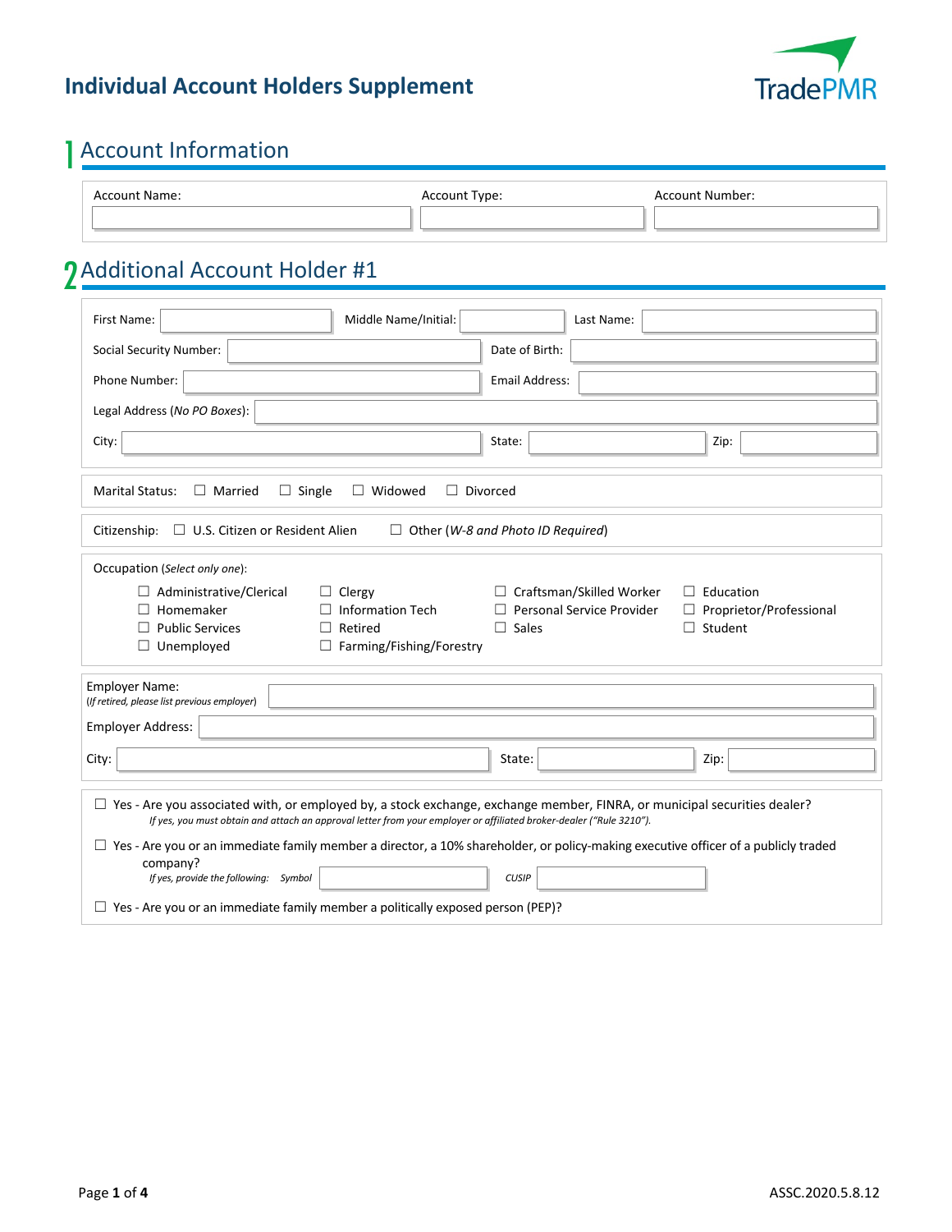# Individual Account Holders Supplement

TradePMR

## 1 Account Information

Account Name: ______ Account Type: ______ Account Number: ______

## 2 Additional Account Holder #1

First Name: ______ Middle Name/Initial: ______ Last Name: ______

Social Security Number: ______ Date of Birth: ______

Phone Number: ______ Email Address: ______

Legal Address (*No PO Boxes*): ______

City: ______ State: ______ Zip: ______

Marital Status: ☐ Married ☐ Single ☐ Widowed ☐ Divorced

Citizenship: ☐ U.S. Citizen or Resident Alien ☐ Other (*W-8 and Photo ID Required*)

Occupation (*Select only one*):

- ☐ Administrative/Clerical
- ☐ Clergy
- ☐ Craftsman/Skilled Worker
- ☐ Education
- ☐ Homemaker
- ☐ Information Tech
- ☐ Personal Service Provider
- ☐ Proprietor/Professional
- ☐ Public Services
- ☐ Retired
- ☐ Sales
- ☐ Student
- ☐ Unemployed
- ☐ Farming/Fishing/Forestry

Employer Name: ______
(*If retired, please list previous employer*)

Employer Address: ______

City: ______ State: ______ Zip: ______

☐ Yes - Are you associated with, or employed by, a stock exchange, exchange member, FINRA, or municipal securities dealer?
*If yes, you must obtain and attach an approval letter from your employer or affiliated broker-dealer ("Rule 3210").*

☐ Yes - Are you or an immediate family member a director, a 10% shareholder, or policy-making executive officer of a publicly traded company?
*If yes, provide the following: Symbol* ______ *CUSIP* ______

☐ Yes - Are you or an immediate family member a politically exposed person (PEP)?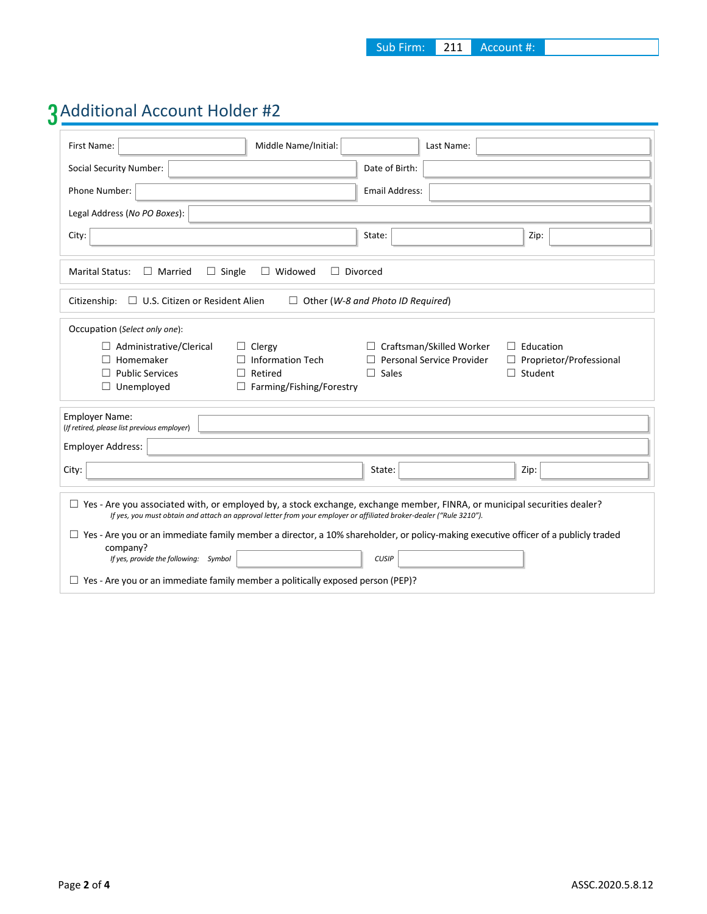Sub Firm: 211 Account #:

# 3 Additional Account Holder #2

First Name: Middle Name/Initial: Last Name:

Social Security Number: Date of Birth:

Phone Number: Email Address:

Legal Address (*No PO Boxes*):

City: State: Zip:

Marital Status: ☐ Married ☐ Single ☐ Widowed ☐ Divorced

Citizenship: ☐ U.S. Citizen or Resident Alien ☐ Other (*W-8 and Photo ID Required*)

Occupation (*Select only one*):

☐ Administrative/Clerical ☐ Clergy ☐ Craftsman/Skilled Worker ☐ Education
☐ Homemaker ☐ Information Tech ☐ Personal Service Provider ☐ Proprietor/Professional
☐ Public Services ☐ Retired ☐ Sales ☐ Student
☐ Unemployed ☐ Farming/Fishing/Forestry

Employer Name:
(*If retired, please list previous employer*)

Employer Address:

City: State: Zip:

☐ Yes - Are you associated with, or employed by, a stock exchange, exchange member, FINRA, or municipal securities dealer?
*If yes, you must obtain and attach an approval letter from your employer or affiliated broker-dealer ("Rule 3210").*

☐ Yes - Are you or an immediate family member a director, a 10% shareholder, or policy-making executive officer of a publicly traded company?
*If yes, provide the following: Symbol* *CUSIP*

☐ Yes - Are you or an immediate family member a politically exposed person (PEP)?

ASSC.2020.5.8.12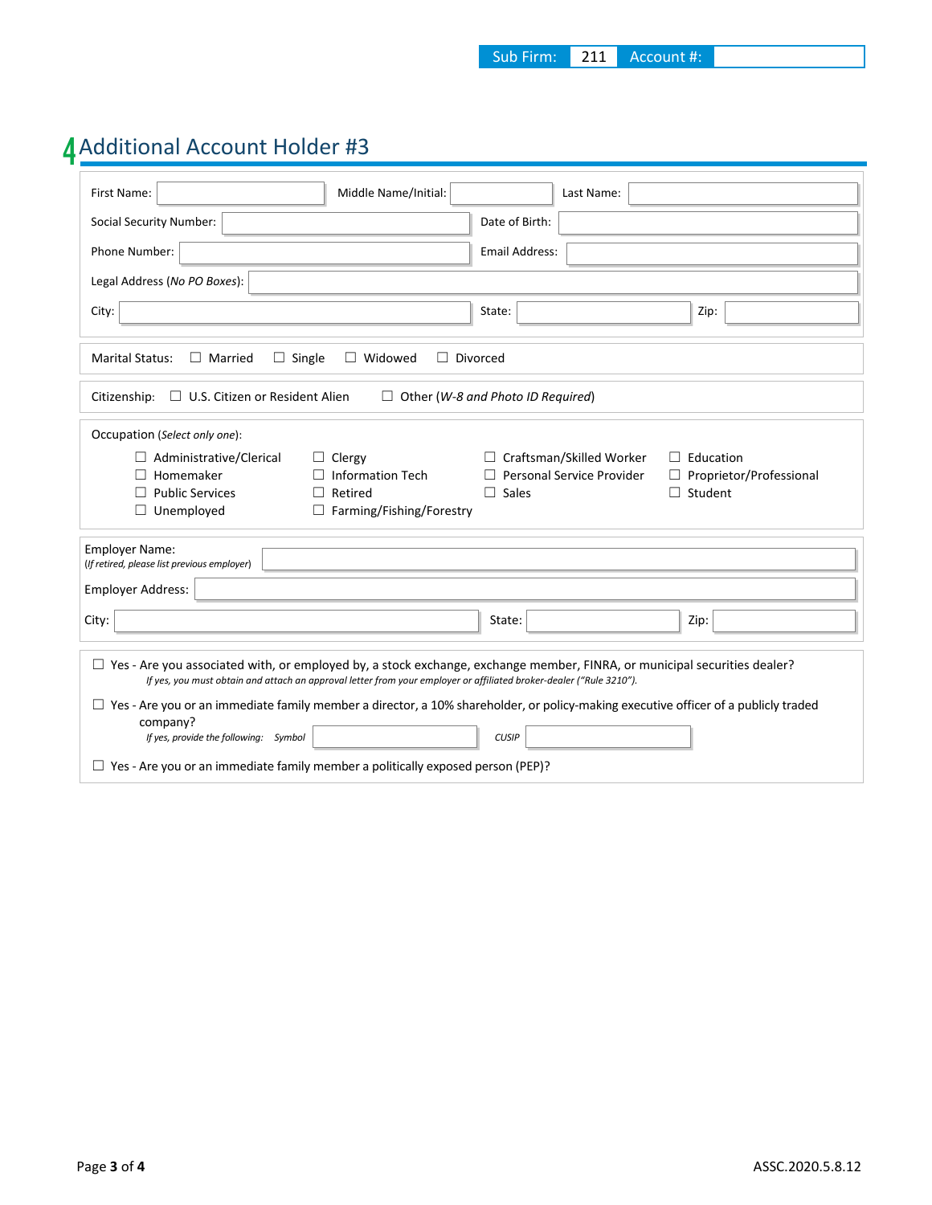| Sub Firm: | 211 | Account #: | |
|---|---|---|---|

# 4 Additional Account Holder #3

First Name: ____________ Middle Name/Initial: ____________ Last Name: ____________

Social Security Number: ____________ Date of Birth: ____________

Phone Number: ____________ Email Address: ____________

Legal Address (*No PO Boxes*): ____________

City: ____________ State: ____________ Zip: ____________

Marital Status: ☐ Married ☐ Single ☐ Widowed ☐ Divorced

Citizenship: ☐ U.S. Citizen or Resident Alien ☐ Other (*W-8 and Photo ID Required*)

Occupation (*Select only one*):

☐ Administrative/Clerical
☐ Clergy
☐ Craftsman/Skilled Worker
☐ Education
☐ Homemaker
☐ Information Tech
☐ Personal Service Provider
☐ Proprietor/Professional
☐ Public Services
☐ Retired
☐ Sales
☐ Student
☐ Unemployed
☐ Farming/Fishing/Forestry

Employer Name: ____________
(*If retired, please list previous employer*)

Employer Address: ____________

City: ____________ State: ____________ Zip: ____________

☐ Yes - Are you associated with, or employed by, a stock exchange, exchange member, FINRA, or municipal securities dealer?
*If yes, you must obtain and attach an approval letter from your employer or affiliated broker-dealer ("Rule 3210").*

☐ Yes - Are you or an immediate family member a director, a 10% shareholder, or policy-making executive officer of a publicly traded company?
*If yes, provide the following: Symbol* ____________ *CUSIP* ____________

☐ Yes - Are you or an immediate family member a politically exposed person (PEP)?

ASSC.2020.5.8.12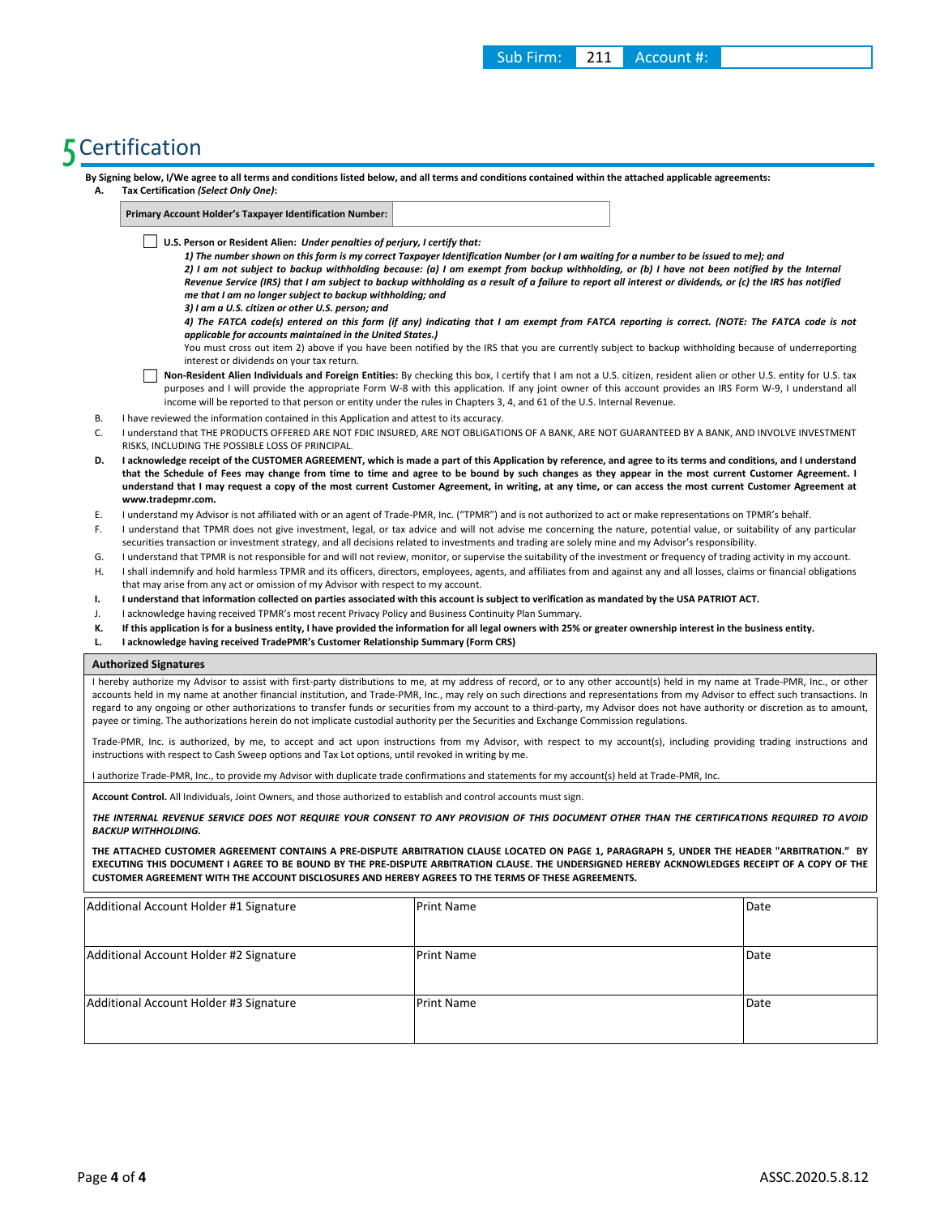| Sub Firm: | 211 | Account #: | |
|---|---|---|---|

# 5 Certification

**By Signing below, I/We agree to all terms and conditions listed below, and all terms and conditions contained within the attached applicable agreements:**

**A. Tax Certification *(Select Only One)*:**

| **Primary Account Holder's Taxpayer Identification Number:** | |
|---|---|

☐ **U.S. Person or Resident Alien:** ***Under penalties of perjury, I certify that:***

***1) The number shown on this form is my correct Taxpayer Identification Number (or I am waiting for a number to be issued to me); and***

***2) I am not subject to backup withholding because: (a) I am exempt from backup withholding, or (b) I have not been notified by the Internal Revenue Service (IRS) that I am subject to backup withholding as a result of a failure to report all interest or dividends, or (c) the IRS has notified me that I am no longer subject to backup withholding; and***

***3) I am a U.S. citizen or other U.S. person; and***

***4) The FATCA code(s) entered on this form (if any) indicating that I am exempt from FATCA reporting is correct. (NOTE: The FATCA code is not applicable for accounts maintained in the United States.)***

You must cross out item 2) above if you have been notified by the IRS that you are currently subject to backup withholding because of underreporting interest or dividends on your tax return.

☐ **Non-Resident Alien Individuals and Foreign Entities:** By checking this box, I certify that I am not a U.S. citizen, resident alien or other U.S. entity for U.S. tax purposes and I will provide the appropriate Form W-8 with this application. If any joint owner of this account provides an IRS Form W-9, I understand all income will be reported to that person or entity under the rules in Chapters 3, 4, and 61 of the U.S. Internal Revenue.

B. I have reviewed the information contained in this Application and attest to its accuracy.

C. I understand that THE PRODUCTS OFFERED ARE NOT FDIC INSURED, ARE NOT OBLIGATIONS OF A BANK, ARE NOT GUARANTEED BY A BANK, AND INVOLVE INVESTMENT RISKS, INCLUDING THE POSSIBLE LOSS OF PRINCIPAL.

**D. I acknowledge receipt of the CUSTOMER AGREEMENT, which is made a part of this Application by reference, and agree to its terms and conditions, and I understand that the Schedule of Fees may change from time to time and agree to be bound by such changes as they appear in the most current Customer Agreement. I understand that I may request a copy of the most current Customer Agreement, in writing, at any time, or can access the most current Customer Agreement at www.tradepmr.com.**

E. I understand my Advisor is not affiliated with or an agent of Trade-PMR, Inc. ("TPMR") and is not authorized to act or make representations on TPMR's behalf.

F. I understand that TPMR does not give investment, legal, or tax advice and will not advise me concerning the nature, potential value, or suitability of any particular securities transaction or investment strategy, and all decisions related to investments and trading are solely mine and my Advisor's responsibility.

G. I understand that TPMR is not responsible for and will not review, monitor, or supervise the suitability of the investment or frequency of trading activity in my account.

H. I shall indemnify and hold harmless TPMR and its officers, directors, employees, agents, and affiliates from and against any and all losses, claims or financial obligations that may arise from any act or omission of my Advisor with respect to my account.

**I. I understand that information collected on parties associated with this account is subject to verification as mandated by the USA PATRIOT ACT.**

J. I acknowledge having received TPMR's most recent Privacy Policy and Business Continuity Plan Summary.

**K. If this application is for a business entity, I have provided the information for all legal owners with 25% or greater ownership interest in the business entity.**

**L. I acknowledge having received TradePMR's Customer Relationship Summary (Form CRS)**

## Authorized Signatures

I hereby authorize my Advisor to assist with first-party distributions to me, at my address of record, or to any other account(s) held in my name at Trade-PMR, Inc., or other accounts held in my name at another financial institution, and Trade-PMR, Inc., may rely on such directions and representations from my Advisor to effect such transactions. In regard to any ongoing or other authorizations to transfer funds or securities from my account to a third-party, my Advisor does not have authority or discretion as to amount, payee or timing. The authorizations herein do not implicate custodial authority per the Securities and Exchange Commission regulations.

Trade-PMR, Inc. is authorized, by me, to accept and act upon instructions from my Advisor, with respect to my account(s), including providing trading instructions and instructions with respect to Cash Sweep options and Tax Lot options, until revoked in writing by me.

I authorize Trade-PMR, Inc., to provide my Advisor with duplicate trade confirmations and statements for my account(s) held at Trade-PMR, Inc.

**Account Control.** All Individuals, Joint Owners, and those authorized to establish and control accounts must sign.

***THE INTERNAL REVENUE SERVICE DOES NOT REQUIRE YOUR CONSENT TO ANY PROVISION OF THIS DOCUMENT OTHER THAN THE CERTIFICATIONS REQUIRED TO AVOID BACKUP WITHHOLDING.***

**THE ATTACHED CUSTOMER AGREEMENT CONTAINS A PRE-DISPUTE ARBITRATION CLAUSE LOCATED ON PAGE 1, PARAGRAPH 5, UNDER THE HEADER "ARBITRATION." BY EXECUTING THIS DOCUMENT I AGREE TO BE BOUND BY THE PRE-DISPUTE ARBITRATION CLAUSE. THE UNDERSIGNED HEREBY ACKNOWLEDGES RECEIPT OF A COPY OF THE CUSTOMER AGREEMENT WITH THE ACCOUNT DISCLOSURES AND HEREBY AGREES TO THE TERMS OF THESE AGREEMENTS.**

| | | |
|---|---|---|
| Additional Account Holder #1 Signature | Print Name | Date |
| Additional Account Holder #2 Signature | Print Name | Date |
| Additional Account Holder #3 Signature | Print Name | Date |

ASSC.2020.5.8.12